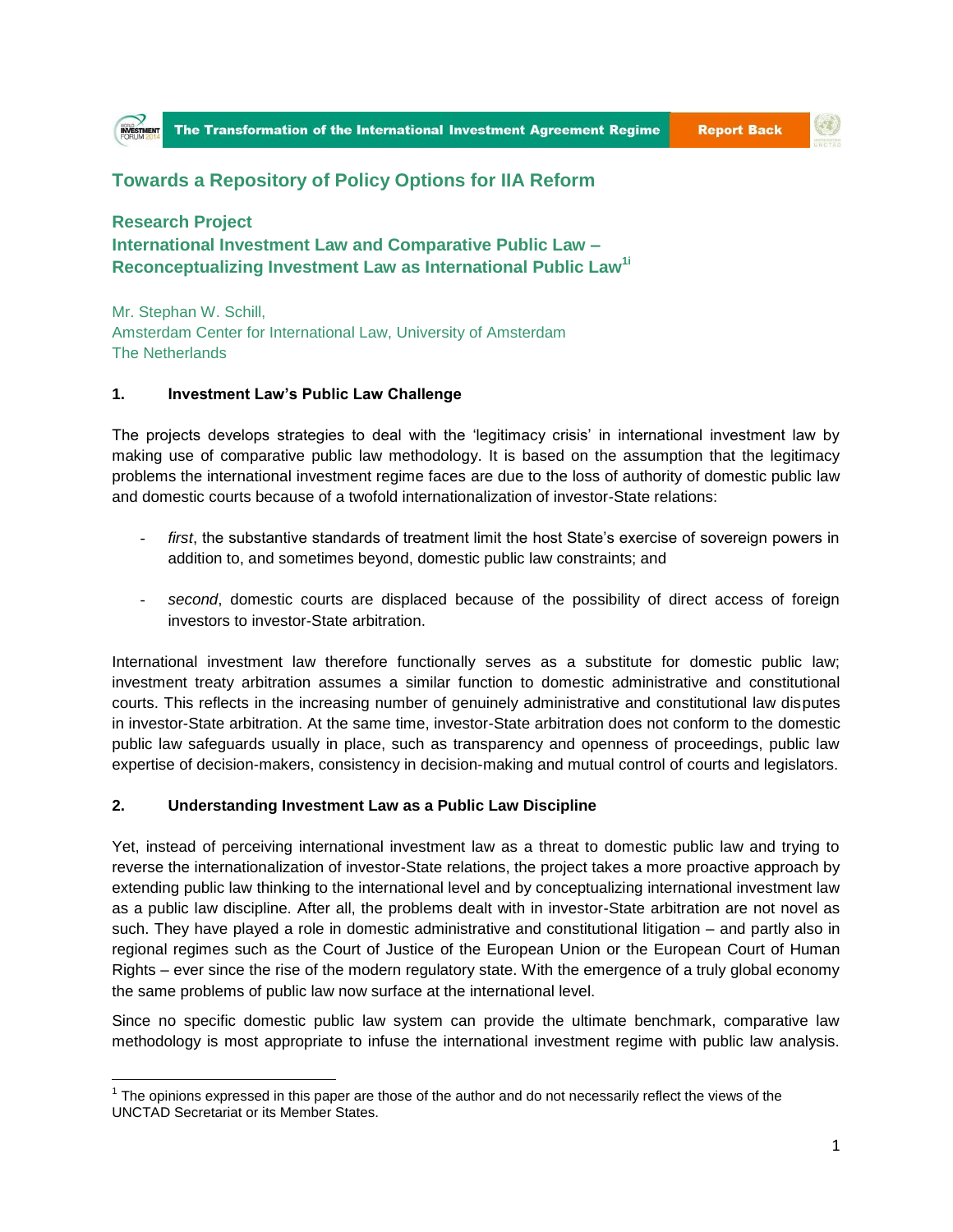## Towards a Repository of Policy Options for IIA Reform

### Research Project
### International Investment Law and Comparative Public Law – Reconceptualizing Investment Law as International Public Law[1i]

Mr. Stephan W. Schill,
Amsterdam Center for International Law, University of Amsterdam
The Netherlands

**1. Investment Law's Public Law Challenge**

The projects develops strategies to deal with the 'legitimacy crisis' in international investment law by making use of comparative public law methodology. It is based on the assumption that the legitimacy problems the international investment regime faces are due to the loss of authority of domestic public law and domestic courts because of a twofold internationalization of investor-State relations:

- *first*, the substantive standards of treatment limit the host State's exercise of sovereign powers in addition to, and sometimes beyond, domestic public law constraints; and

- *second*, domestic courts are displaced because of the possibility of direct access of foreign investors to investor-State arbitration.

International investment law therefore functionally serves as a substitute for domestic public law; investment treaty arbitration assumes a similar function to domestic administrative and constitutional courts. This reflects in the increasing number of genuinely administrative and constitutional law disputes in investor-State arbitration. At the same time, investor-State arbitration does not conform to the domestic public law safeguards usually in place, such as transparency and openness of proceedings, public law expertise of decision-makers, consistency in decision-making and mutual control of courts and legislators.

**2. Understanding Investment Law as a Public Law Discipline**

Yet, instead of perceiving international investment law as a threat to domestic public law and trying to reverse the internationalization of investor-State relations, the project takes a more proactive approach by extending public law thinking to the international level and by conceptualizing international investment law as a public law discipline. After all, the problems dealt with in investor-State arbitration are not novel as such. They have played a role in domestic administrative and constitutional litigation – and partly also in regional regimes such as the Court of Justice of the European Union or the European Court of Human Rights – ever since the rise of the modern regulatory state. With the emergence of a truly global economy the same problems of public law now surface at the international level.

Since no specific domestic public law system can provide the ultimate benchmark, comparative law methodology is most appropriate to infuse the international investment regime with public law analysis.

[1] The opinions expressed in this paper are those of the author and do not necessarily reflect the views of the UNCTAD Secretariat or its Member States.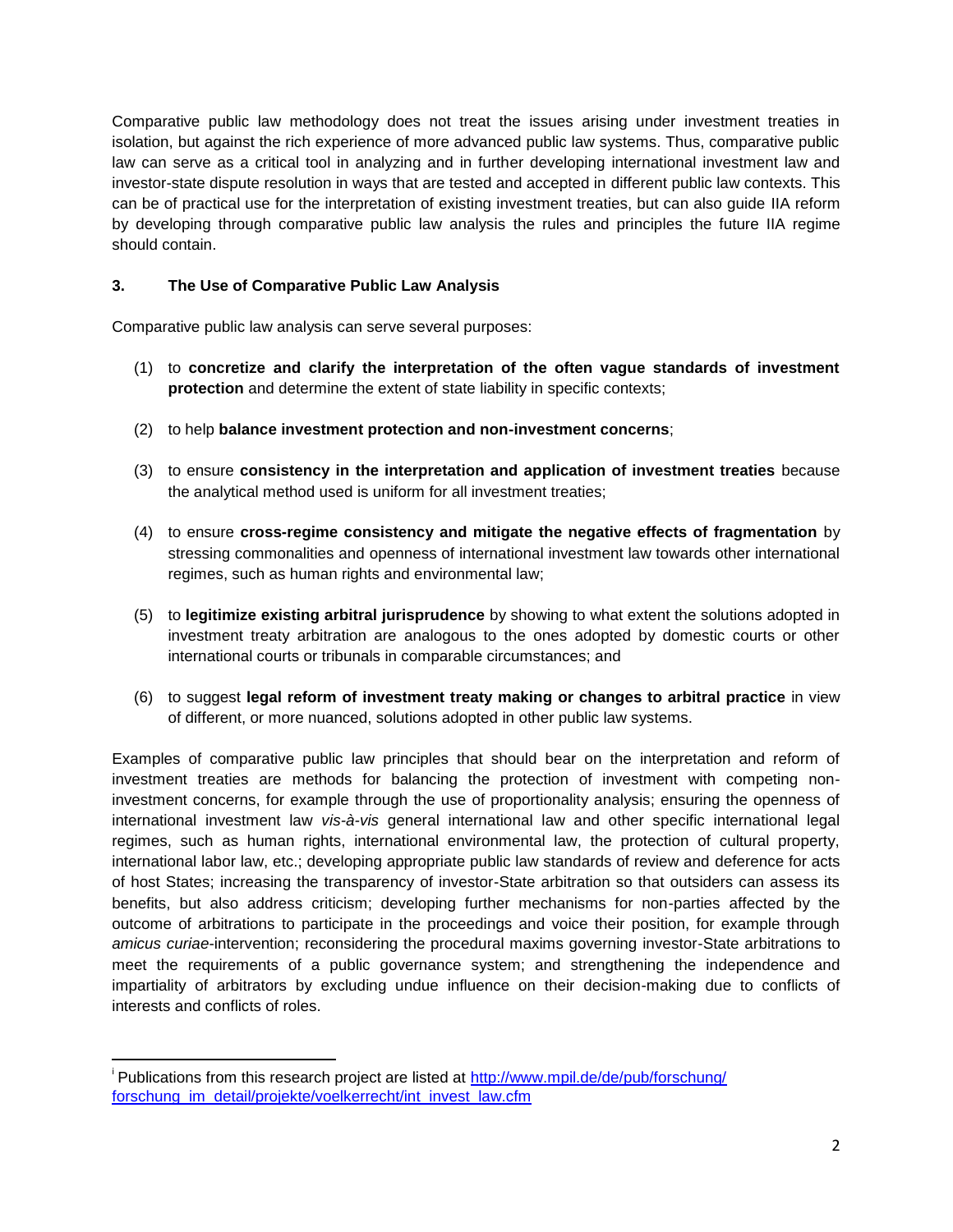Comparative public law methodology does not treat the issues arising under investment treaties in isolation, but against the rich experience of more advanced public law systems. Thus, comparative public law can serve as a critical tool in analyzing and in further developing international investment law and investor-state dispute resolution in ways that are tested and accepted in different public law contexts. This can be of practical use for the interpretation of existing investment treaties, but can also guide IIA reform by developing through comparative public law analysis the rules and principles the future IIA regime should contain.

### 3. The Use of Comparative Public Law Analysis

Comparative public law analysis can serve several purposes:

(1) to **concretize and clarify the interpretation of the often vague standards of investment protection** and determine the extent of state liability in specific contexts;

(2) to help **balance investment protection and non-investment concerns**;

(3) to ensure **consistency in the interpretation and application of investment treaties** because the analytical method used is uniform for all investment treaties;

(4) to ensure **cross-regime consistency and mitigate the negative effects of fragmentation** by stressing commonalities and openness of international investment law towards other international regimes, such as human rights and environmental law;

(5) to **legitimize existing arbitral jurisprudence** by showing to what extent the solutions adopted in investment treaty arbitration are analogous to the ones adopted by domestic courts or other international courts or tribunals in comparable circumstances; and

(6) to suggest **legal reform of investment treaty making or changes to arbitral practice** in view of different, or more nuanced, solutions adopted in other public law systems.

Examples of comparative public law principles that should bear on the interpretation and reform of investment treaties are methods for balancing the protection of investment with competing non-investment concerns, for example through the use of proportionality analysis; ensuring the openness of international investment law *vis-à-vis* general international law and other specific international legal regimes, such as human rights, international environmental law, the protection of cultural property, international labor law, etc.; developing appropriate public law standards of review and deference for acts of host States; increasing the transparency of investor-State arbitration so that outsiders can assess its benefits, but also address criticism; developing further mechanisms for non-parties affected by the outcome of arbitrations to participate in the proceedings and voice their position, for example through *amicus curiae*-intervention; reconsidering the procedural maxims governing investor-State arbitrations to meet the requirements of a public governance system; and strengthening the independence and impartiality of arbitrators by excluding undue influence on their decision-making due to conflicts of interests and conflicts of roles.

---

[i] Publications from this research project are listed at http://www.mpil.de/de/pub/forschung/forschung_im_detail/projekte/voelkerrecht/int_invest_law.cfm